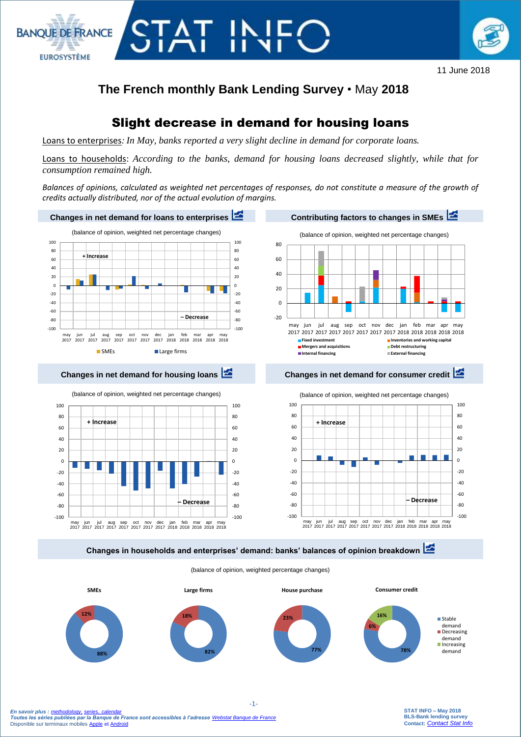# The French monthly Bank Lending Survey • May 2018

11 June 2018

## Slight decrease in demand for housing loans

Loans to enterprises*: In May, banks reported a very slight decline in demand for corporate loans.*

Loans to households: *According to the banks, demand for housing loans decreased slightly, while that for consumption remained high.*

*Balances of opinions, calculated as weighted net percentages of responses, do not constitute a measure of the growth of credits actually distributed, nor of the actual evolution of margins.*

### Changes in net demand for loans to enterprises

(balance of opinion, weighted net percentage changes)

### Contributing factors to changes in SMEs

(balance of opinion, weighted net percentage changes)

### Changes in net demand for housing loans

(balance of opinion, weighted net percentage changes)

### Changes in net demand for consumer credit

(balance of opinion, weighted net percentage changes)

### Changes in households and enterprises' demand: banks' balances of opinion breakdown

(balance of opinion, weighted percentage changes)

| | SMEs | Large firms | House purchase | Consumer credit |
|---|---|---|---|---|
| Stable demand | 88% | 82% | 77% | 78% |
| Decreasing demand | 12% | 18% | 23% | 6% |
| Increasing demand | | | | 16% |

*En savoir plus : methodology, series, calendar*
*Toutes les séries publiées par la Banque de France sont accessibles à l'adresse Webstat Banque de France*
Disponible sur terminaux mobiles Apple et Android

STAT INFO – May 2018
BLS-Bank lending survey
Contact: Contact Stat Info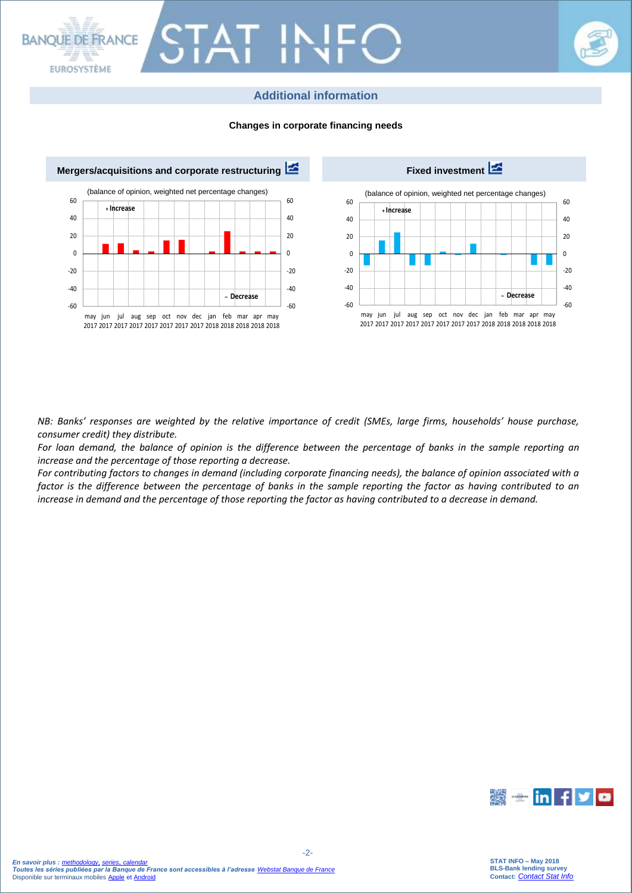## Additional information

### Changes in corporate financing needs

**Mergers/acquisitions and corporate restructuring**

(balance of opinion, weighted net percentage changes)

60 40 20 0 -20 -40 -60

+ Increase

– Decrease

may 2017 jun 2017 jul 2017 aug 2017 sep 2017 oct 2017 nov 2017 dec 2017 jan 2018 feb 2018 mar 2018 apr 2018 may 2018

**Fixed investment**

(balance of opinion, weighted net percentage changes)

60 40 20 0 -20 -40 -60

+ Increase

– Decrease

may 2017 jun 2017 jul 2017 aug 2017 sep 2017 oct 2017 nov 2017 dec 2017 jan 2018 feb 2018 mar 2018 apr 2018 may 2018

*NB: Banks' responses are weighted by the relative importance of credit (SMEs, large firms, households' house purchase, consumer credit) they distribute.*

*For loan demand, the balance of opinion is the difference between the percentage of banks in the sample reporting an increase and the percentage of those reporting a decrease.*

*For contributing factors to changes in demand (including corporate financing needs), the balance of opinion associated with a factor is the difference between the percentage of banks in the sample reporting the factor as having contributed to an increase in demand and the percentage of those reporting the factor as having contributed to a decrease in demand.*

*En savoir plus : methodology, series, calendar*
*Toutes les séries publiées par la Banque de France sont accessibles à l'adresse Webstat Banque de France*
Disponible sur terminaux mobiles Apple et Android

STAT INFO – May 2018
BLS-Bank lending survey
Contact: Contact Stat Info